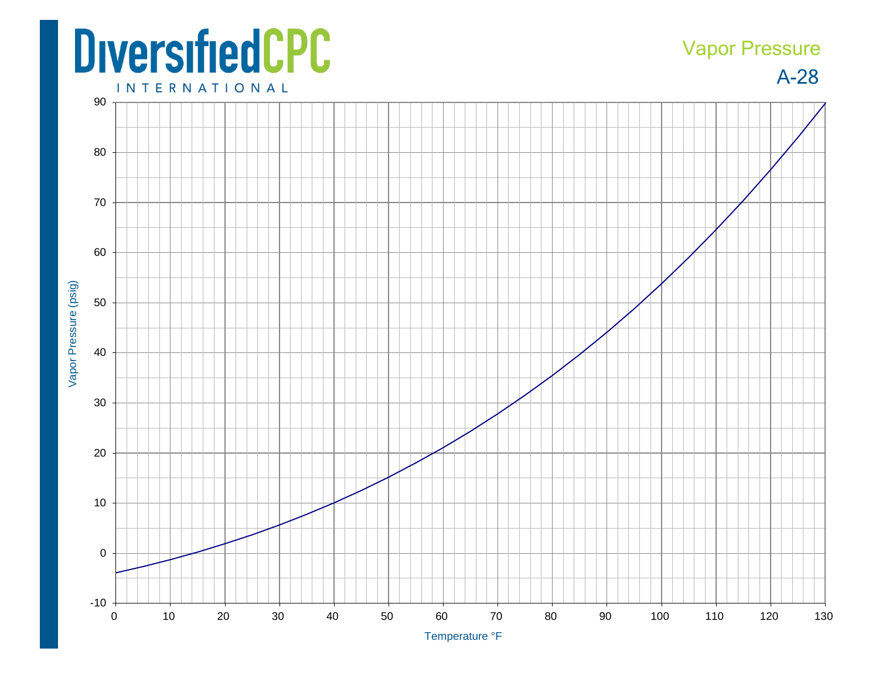# DiversifiedCPC INTERNATIONAL

## Vapor Pressure

## A-28

Vapor Pressure (psig)

90
80
70
60
50
40
30
20
10
0
-10

0 10 20 30 40 50 60 70 80 90 100 110 120 130

Temperature °F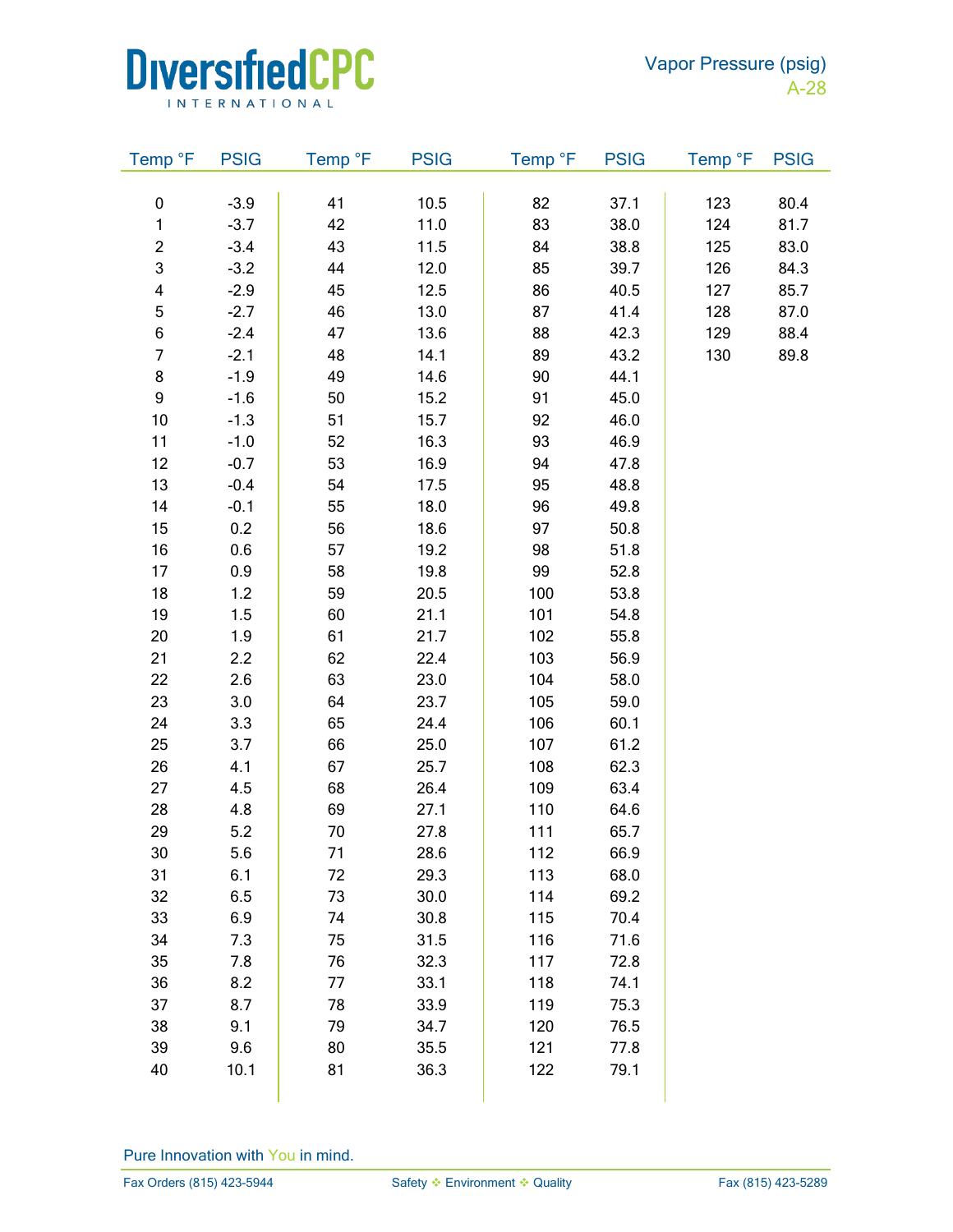# DiversifiedCPC INTERNATIONAL

Vapor Pressure (psig)
A-28

| Temp °F | PSIG | Temp °F | PSIG | Temp °F | PSIG | Temp °F | PSIG |
|---|---|---|---|---|---|---|---|
| 0 | -3.9 | 41 | 10.5 | 82 | 37.1 | 123 | 80.4 |
| 1 | -3.7 | 42 | 11.0 | 83 | 38.0 | 124 | 81.7 |
| 2 | -3.4 | 43 | 11.5 | 84 | 38.8 | 125 | 83.0 |
| 3 | -3.2 | 44 | 12.0 | 85 | 39.7 | 126 | 84.3 |
| 4 | -2.9 | 45 | 12.5 | 86 | 40.5 | 127 | 85.7 |
| 5 | -2.7 | 46 | 13.0 | 87 | 41.4 | 128 | 87.0 |
| 6 | -2.4 | 47 | 13.6 | 88 | 42.3 | 129 | 88.4 |
| 7 | -2.1 | 48 | 14.1 | 89 | 43.2 | 130 | 89.8 |
| 8 | -1.9 | 49 | 14.6 | 90 | 44.1 | | |
| 9 | -1.6 | 50 | 15.2 | 91 | 45.0 | | |
| 10 | -1.3 | 51 | 15.7 | 92 | 46.0 | | |
| 11 | -1.0 | 52 | 16.3 | 93 | 46.9 | | |
| 12 | -0.7 | 53 | 16.9 | 94 | 47.8 | | |
| 13 | -0.4 | 54 | 17.5 | 95 | 48.8 | | |
| 14 | -0.1 | 55 | 18.0 | 96 | 49.8 | | |
| 15 | 0.2 | 56 | 18.6 | 97 | 50.8 | | |
| 16 | 0.6 | 57 | 19.2 | 98 | 51.8 | | |
| 17 | 0.9 | 58 | 19.8 | 99 | 52.8 | | |
| 18 | 1.2 | 59 | 20.5 | 100 | 53.8 | | |
| 19 | 1.5 | 60 | 21.1 | 101 | 54.8 | | |
| 20 | 1.9 | 61 | 21.7 | 102 | 55.8 | | |
| 21 | 2.2 | 62 | 22.4 | 103 | 56.9 | | |
| 22 | 2.6 | 63 | 23.0 | 104 | 58.0 | | |
| 23 | 3.0 | 64 | 23.7 | 105 | 59.0 | | |
| 24 | 3.3 | 65 | 24.4 | 106 | 60.1 | | |
| 25 | 3.7 | 66 | 25.0 | 107 | 61.2 | | |
| 26 | 4.1 | 67 | 25.7 | 108 | 62.3 | | |
| 27 | 4.5 | 68 | 26.4 | 109 | 63.4 | | |
| 28 | 4.8 | 69 | 27.1 | 110 | 64.6 | | |
| 29 | 5.2 | 70 | 27.8 | 111 | 65.7 | | |
| 30 | 5.6 | 71 | 28.6 | 112 | 66.9 | | |
| 31 | 6.1 | 72 | 29.3 | 113 | 68.0 | | |
| 32 | 6.5 | 73 | 30.0 | 114 | 69.2 | | |
| 33 | 6.9 | 74 | 30.8 | 115 | 70.4 | | |
| 34 | 7.3 | 75 | 31.5 | 116 | 71.6 | | |
| 35 | 7.8 | 76 | 32.3 | 117 | 72.8 | | |
| 36 | 8.2 | 77 | 33.1 | 118 | 74.1 | | |
| 37 | 8.7 | 78 | 33.9 | 119 | 75.3 | | |
| 38 | 9.1 | 79 | 34.7 | 120 | 76.5 | | |
| 39 | 9.6 | 80 | 35.5 | 121 | 77.8 | | |
| 40 | 10.1 | 81 | 36.3 | 122 | 79.1 | | |

Pure Innovation with You in mind.

Fax Orders (815) 423-5944 Safety ❖ Environment ❖ Quality Fax (815) 423-5289